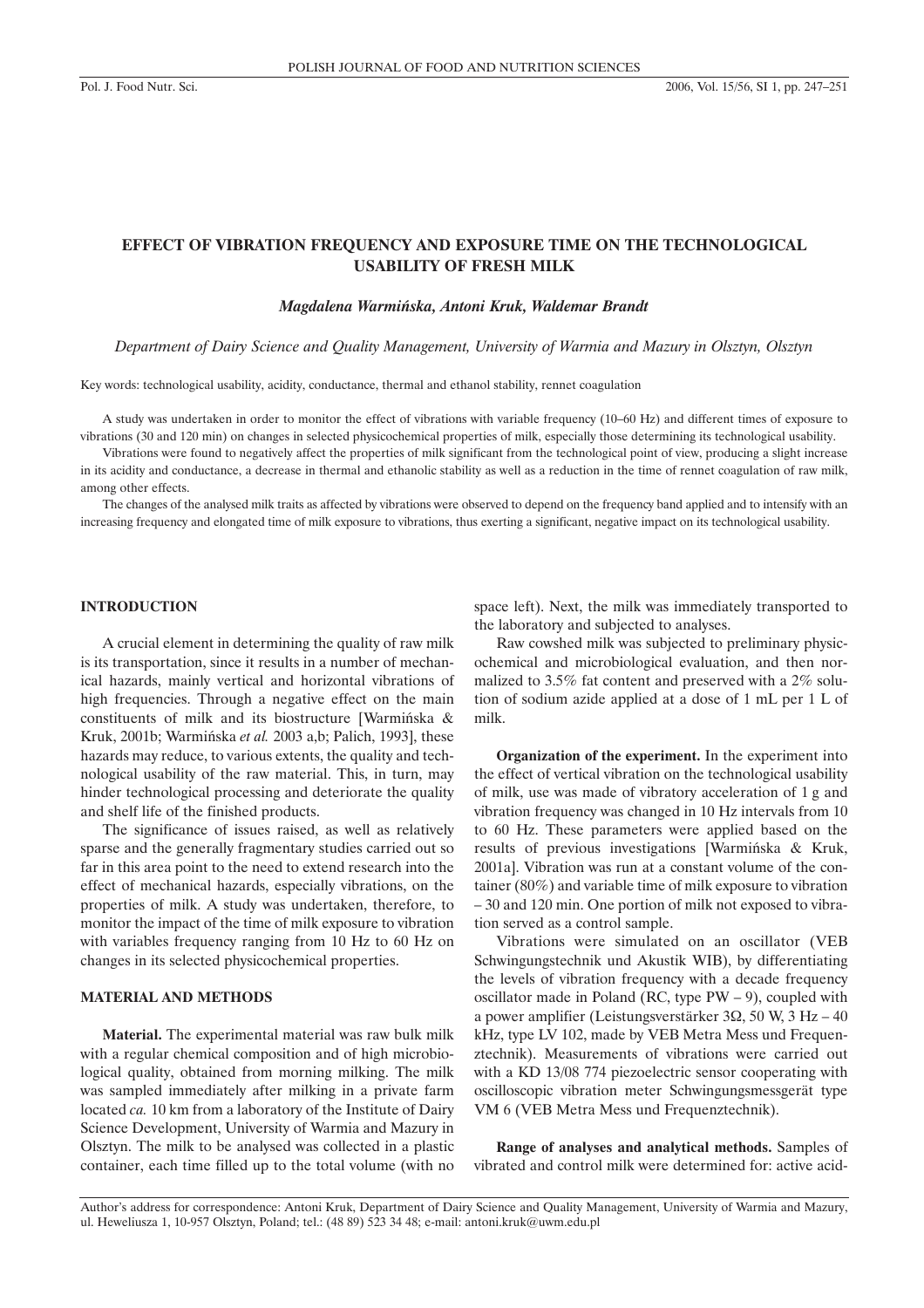# EFFECT OF VIBRATION FREQUENCY AND EXPOSURE TIME ON THE TECHNOLOGICAL USABILITY OF FRESH MILK

***Magdalena Warmińska, Antoni Kruk, Waldemar Brandt***

*Department of Dairy Science and Quality Management, University of Warmia and Mazury in Olsztyn, Olsztyn*

Key words: technological usability, acidity, conductance, thermal and ethanol stability, rennet coagulation

A study was undertaken in order to monitor the effect of vibrations with variable frequency (10–60 Hz) and different times of exposure to vibrations (30 and 120 min) on changes in selected physicochemical properties of milk, especially those determining its technological usability.

Vibrations were found to negatively affect the properties of milk significant from the technological point of view, producing a slight increase in its acidity and conductance, a decrease in thermal and ethanolic stability as well as a reduction in the time of rennet coagulation of raw milk, among other effects.

The changes of the analysed milk traits as affected by vibrations were observed to depend on the frequency band applied and to intensify with an increasing frequency and elongated time of milk exposure to vibrations, thus exerting a significant, negative impact on its technological usability.

## INTRODUCTION

A crucial element in determining the quality of raw milk is its transportation, since it results in a number of mechanical hazards, mainly vertical and horizontal vibrations of high frequencies. Through a negative effect on the main constituents of milk and its biostructure [Warmińska & Kruk, 2001b; Warmińska *et al.* 2003 a,b; Palich, 1993], these hazards may reduce, to various extents, the quality and technological usability of the raw material. This, in turn, may hinder technological processing and deteriorate the quality and shelf life of the finished products.

The significance of issues raised, as well as relatively sparse and the generally fragmentary studies carried out so far in this area point to the need to extend research into the effect of mechanical hazards, especially vibrations, on the properties of milk. A study was undertaken, therefore, to monitor the impact of the time of milk exposure to vibration with variables frequency ranging from 10 Hz to 60 Hz on changes in its selected physicochemical properties.

## MATERIAL AND METHODS

**Material.** The experimental material was raw bulk milk with a regular chemical composition and of high microbiological quality, obtained from morning milking. The milk was sampled immediately after milking in a private farm located *ca.* 10 km from a laboratory of the Institute of Dairy Science Development, University of Warmia and Mazury in Olsztyn. The milk to be analysed was collected in a plastic container, each time filled up to the total volume (with no space left). Next, the milk was immediately transported to the laboratory and subjected to analyses.

Raw cowshed milk was subjected to preliminary physicochemical and microbiological evaluation, and then normalized to 3.5% fat content and preserved with a 2% solution of sodium azide applied at a dose of 1 mL per 1 L of milk.

**Organization of the experiment.** In the experiment into the effect of vertical vibration on the technological usability of milk, use was made of vibratory acceleration of 1 g and vibration frequency was changed in 10 Hz intervals from 10 to 60 Hz. These parameters were applied based on the results of previous investigations [Warmińska & Kruk, 2001a]. Vibration was run at a constant volume of the container (80%) and variable time of milk exposure to vibration – 30 and 120 min. One portion of milk not exposed to vibration served as a control sample.

Vibrations were simulated on an oscillator (VEB Schwingungstechnik und Akustik WIB), by differentiating the levels of vibration frequency with a decade frequency oscillator made in Poland (RC, type PW – 9), coupled with a power amplifier (Leistungsverstärker 3Ω, 50 W, 3 Hz – 40 kHz, type LV 102, made by VEB Metra Mess und Frequenztechnik). Measurements of vibrations were carried out with a KD 13/08 774 piezoelectric sensor cooperating with oscilloscopic vibration meter Schwingungsmessgerät type VM 6 (VEB Metra Mess und Frequenztechnik).

**Range of analyses and analytical methods.** Samples of vibrated and control milk were determined for: active acid-

Author's address for correspondence: Antoni Kruk, Department of Dairy Science and Quality Management, University of Warmia and Mazury, ul. Heweliusza 1, 10-957 Olsztyn, Poland; tel.: (48 89) 523 34 48; e-mail: antoni.kruk@uwm.edu.pl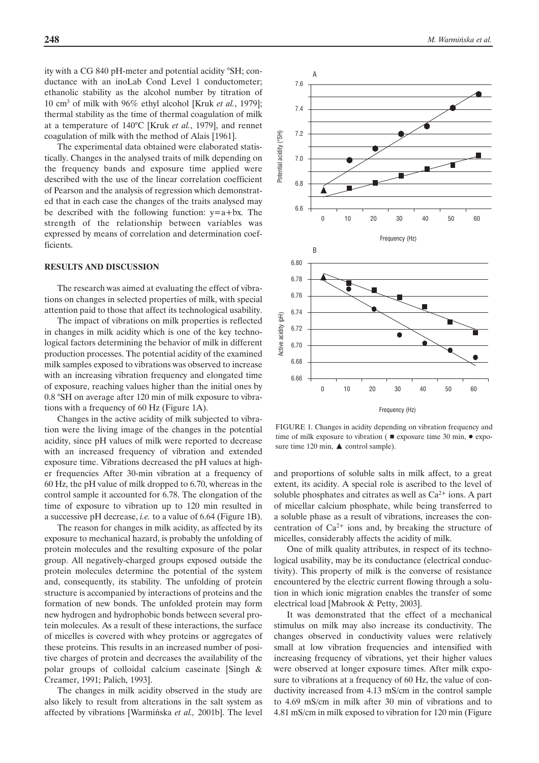ity with a CG 840 pH-meter and potential acidity °SH; conductance with an inoLab Cond Level 1 conductometer; ethanolic stability as the alcohol number by titration of 10 cm$^3$ of milk with 96% ethyl alcohol [Kruk *et al.*, 1979]; thermal stability as the time of thermal coagulation of milk at a temperature of 140°C [Kruk *et al.*, 1979], and rennet coagulation of milk with the method of Alais [1961].

The experimental data obtained were elaborated statistically. Changes in the analysed traits of milk depending on the frequency bands and exposure time applied were described with the use of the linear correlation coefficient of Pearson and the analysis of regression which demonstrated that in each case the changes of the traits analysed may be described with the following function: $y=a+bx$. The strength of the relationship between variables was expressed by means of correlation and determination coefficients.

## RESULTS AND DISCUSSION

The research was aimed at evaluating the effect of vibrations on changes in selected properties of milk, with special attention paid to those that affect its technological usability.

The impact of vibrations on milk properties is reflected in changes in milk acidity which is one of the key technological factors determining the behavior of milk in different production processes. The potential acidity of the examined milk samples exposed to vibrations was observed to increase with an increasing vibration frequency and elongated time of exposure, reaching values higher than the initial ones by 0.8 °SH on average after 120 min of milk exposure to vibrations with a frequency of 60 Hz (Figure 1A).

Changes in the active acidity of milk subjected to vibration were the living image of the changes in the potential acidity, since pH values of milk were reported to decrease with an increased frequency of vibration and extended exposure time. Vibrations decreased the pH values at higher frequencies After 30-min vibration at a frequency of 60 Hz, the pH value of milk dropped to 6.70, whereas in the control sample it accounted for 6.78. The elongation of the time of exposure to vibration up to 120 min resulted in a successive pH decrease, *i.e.* to a value of 6.64 (Figure 1B).

The reason for changes in milk acidity, as affected by its exposure to mechanical hazard, is probably the unfolding of protein molecules and the resulting exposure of the polar group. All negatively-charged groups exposed outside the protein molecules determine the potential of the system and, consequently, its stability. The unfolding of protein structure is accompanied by interactions of proteins and the formation of new bonds. The unfolded protein may form new hydrogen and hydrophobic bonds between several protein molecules. As a result of these interactions, the surface of micelles is covered with whey proteins or aggregates of these proteins. This results in an increased number of positive charges of protein and decreases the availability of the polar groups of colloidal calcium caseinate [Singh & Creamer, 1991; Palich, 1993].

The changes in milk acidity observed in the study are also likely to result from alterations in the salt system as affected by vibrations [Warmińska *et al.,* 2001b]. The level and proportions of soluble salts in milk affect, to a great extent, its acidity. A special role is ascribed to the level of soluble phosphates and citrates as well as $Ca^{2+}$ ions. A part of micellar calcium phosphate, while being transferred to a soluble phase as a result of vibrations, increases the concentration of $Ca^{2+}$ ions and, by breaking the structure of micelles, considerably affects the acidity of milk.

One of milk quality attributes, in respect of its technological usability, may be its conductance (electrical conductivity). This property of milk is the converse of resistance encountered by the electric current flowing through a solution in which ionic migration enables the transfer of some electrical load [Mabrook & Petty, 2003].

It was demonstrated that the effect of a mechanical stimulus on milk may also increase its conductivity. The changes observed in conductivity values were relatively small at low vibration frequencies and intensified with increasing frequency of vibrations, yet their higher values were observed at longer exposure times. After milk exposure to vibrations at a frequency of 60 Hz, the value of conductivity increased from 4.13 mS/cm in the control sample to 4.69 mS/cm in milk after 30 min of vibrations and to 4.81 mS/cm in milk exposed to vibration for 120 min (Figure

FIGURE 1. Changes in acidity depending on vibration frequency and time of milk exposure to vibration ( ■ exposure time 30 min, ● exposure time 120 min, ▲ control sample).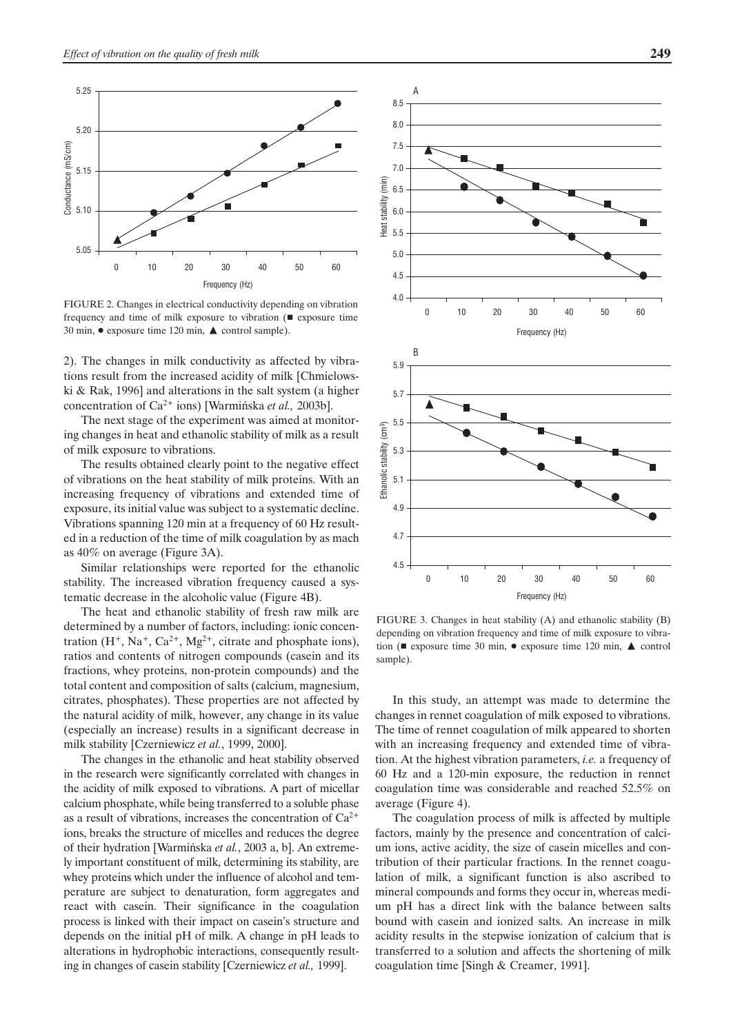FIGURE 2. Changes in electrical conductivity depending on vibration frequency and time of milk exposure to vibration (■ exposure time 30 min, ● exposure time 120 min, ▲ control sample).

2). The changes in milk conductivity as affected by vibrations result from the increased acidity of milk [Chmielowski & Rak, 1996] and alterations in the salt system (a higher concentration of $Ca^{2+}$ ions) [Warmińska *et al.,* 2003b].

The next stage of the experiment was aimed at monitoring changes in heat and ethanolic stability of milk as a result of milk exposure to vibrations.

The results obtained clearly point to the negative effect of vibrations on the heat stability of milk proteins. With an increasing frequency of vibrations and extended time of exposure, its initial value was subject to a systematic decline. Vibrations spanning 120 min at a frequency of 60 Hz resulted in a reduction of the time of milk coagulation by as mach as 40% on average (Figure 3A).

Similar relationships were reported for the ethanolic stability. The increased vibration frequency caused a systematic decrease in the alcoholic value (Figure 4B).

The heat and ethanolic stability of fresh raw milk are determined by a number of factors, including: ionic concentration ($H^+$, $Na^+$, $Ca^{2+}$, $Mg^{2+}$, citrate and phosphate ions), ratios and contents of nitrogen compounds (casein and its fractions, whey proteins, non-protein compounds) and the total content and composition of salts (calcium, magnesium, citrates, phosphates). These properties are not affected by the natural acidity of milk, however, any change in its value (especially an increase) results in a significant decrease in milk stability [Czerniewicz *et al.*, 1999, 2000].

The changes in the ethanolic and heat stability observed in the research were significantly correlated with changes in the acidity of milk exposed to vibrations. A part of micellar calcium phosphate, while being transferred to a soluble phase as a result of vibrations, increases the concentration of $Ca^{2+}$ ions, breaks the structure of micelles and reduces the degree of their hydration [Warmińska *et al.*, 2003 a, b]. An extremely important constituent of milk, determining its stability, are whey proteins which under the influence of alcohol and temperature are subject to denaturation, form aggregates and react with casein. Their significance in the coagulation process is linked with their impact on casein's structure and depends on the initial pH of milk. A change in pH leads to alterations in hydrophobic interactions, consequently resulting in changes of casein stability [Czerniewicz *et al.,* 1999].

FIGURE 3. Changes in heat stability (A) and ethanolic stability (B) depending on vibration frequency and time of milk exposure to vibration (■ exposure time 30 min, ● exposure time 120 min, ▲ control sample).

In this study, an attempt was made to determine the changes in rennet coagulation of milk exposed to vibrations. The time of rennet coagulation of milk appeared to shorten with an increasing frequency and extended time of vibration. At the highest vibration parameters, *i.e.* a frequency of 60 Hz and a 120-min exposure, the reduction in rennet coagulation time was considerable and reached 52.5% on average (Figure 4).

The coagulation process of milk is affected by multiple factors, mainly by the presence and concentration of calcium ions, active acidity, the size of casein micelles and contribution of their particular fractions. In the rennet coagulation of milk, a significant function is also ascribed to mineral compounds and forms they occur in, whereas medium pH has a direct link with the balance between salts bound with casein and ionized salts. An increase in milk acidity results in the stepwise ionization of calcium that is transferred to a solution and affects the shortening of milk coagulation time [Singh & Creamer, 1991].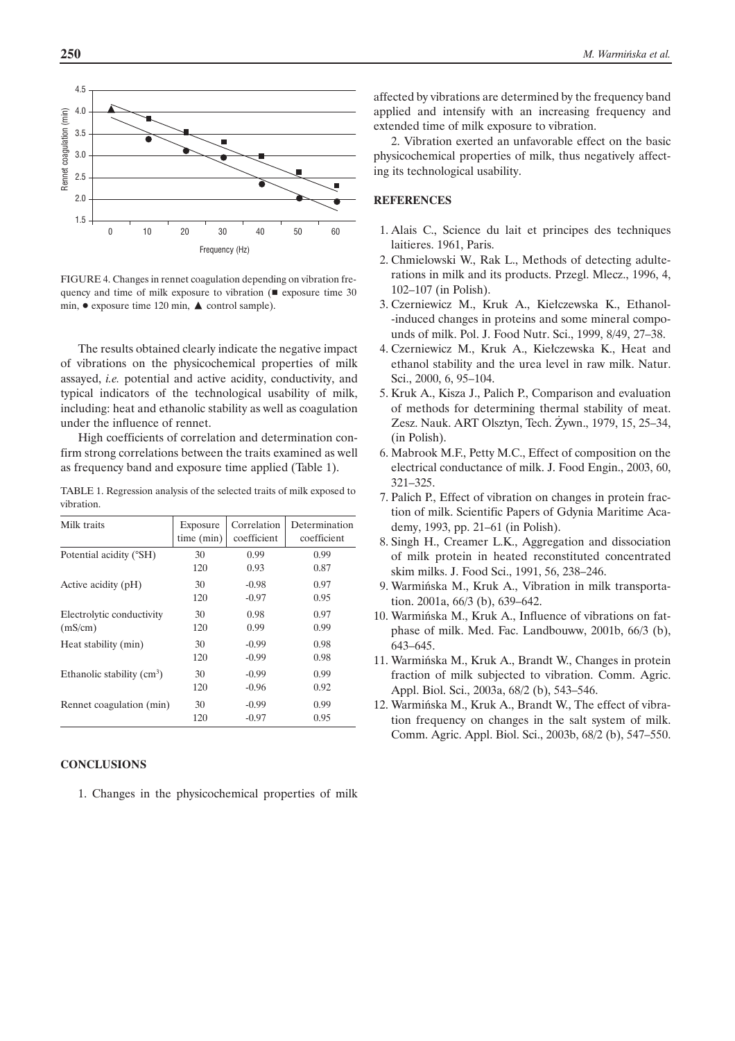FIGURE 4. Changes in rennet coagulation depending on vibration frequency and time of milk exposure to vibration (■ exposure time 30 min, ● exposure time 120 min, ▲ control sample).

The results obtained clearly indicate the negative impact of vibrations on the physicochemical properties of milk assayed, *i.e.* potential and active acidity, conductivity, and typical indicators of the technological usability of milk, including: heat and ethanolic stability as well as coagulation under the influence of rennet.

High coefficients of correlation and determination confirm strong correlations between the traits examined as well as frequency band and exposure time applied (Table 1).

TABLE 1. Regression analysis of the selected traits of milk exposed to vibration.

| Milk traits | Exposure time (min) | Correlation coefficient | Determination coefficient |
|---|---|---|---|
| Potential acidity (°SH) | 30 | 0.99 | 0.99 |
| | 120 | 0.93 | 0.87 |
| Active acidity (pH) | 30 | -0.98 | 0.97 |
| | 120 | -0.97 | 0.95 |
| Electrolytic conductivity (mS/cm) | 30 | 0.98 | 0.97 |
| | 120 | 0.99 | 0.99 |
| Heat stability (min) | 30 | -0.99 | 0.98 |
| | 120 | -0.99 | 0.98 |
| Ethanolic stability ($cm^3$) | 30 | -0.99 | 0.99 |
| | 120 | -0.96 | 0.92 |
| Rennet coagulation (min) | 30 | -0.99 | 0.99 |
| | 120 | -0.97 | 0.95 |

## CONCLUSIONS

1. Changes in the physicochemical properties of milk affected by vibrations are determined by the frequency band applied and intensify with an increasing frequency and extended time of milk exposure to vibration.

2. Vibration exerted an unfavorable effect on the basic physicochemical properties of milk, thus negatively affecting its technological usability.

## REFERENCES

1. Alais C., Science du lait et principes des techniques laitieres. 1961, Paris.
2. Chmielowski W., Rak L., Methods of detecting adulterations in milk and its products. Przegl. Mlecz., 1996, 4, 102–107 (in Polish).
3. Czerniewicz M., Kruk A., Kiełczewska K., Ethanol-induced changes in proteins and some mineral compounds of milk. Pol. J. Food Nutr. Sci., 1999, 8/49, 27–38.
4. Czerniewicz M., Kruk A., Kiełczewska K., Heat and ethanol stability and the urea level in raw milk. Natur. Sci., 2000, 6, 95–104.
5. Kruk A., Kisza J., Palich P., Comparison and evaluation of methods for determining thermal stability of meat. Zesz. Nauk. ART Olsztyn, Tech. Żywn., 1979, 15, 25–34, (in Polish).
6. Mabrook M.F., Petty M.C., Effect of composition on the electrical conductance of milk. J. Food Engin., 2003, 60, 321–325.
7. Palich P., Effect of vibration on changes in protein fraction of milk. Scientific Papers of Gdynia Maritime Academy, 1993, pp. 21–61 (in Polish).
8. Singh H., Creamer L.K., Aggregation and dissociation of milk protein in heated reconstituted concentrated skim milks. J. Food Sci., 1991, 56, 238–246.
9. Warmińska M., Kruk A., Vibration in milk transportation. 2001a, 66/3 (b), 639–642.
10. Warmińska M., Kruk A., Influence of vibrations on fat-phase of milk. Med. Fac. Landbouww, 2001b, 66/3 (b), 643–645.
11. Warmińska M., Kruk A., Brandt W., Changes in protein fraction of milk subjected to vibration. Comm. Agric. Appl. Biol. Sci., 2003a, 68/2 (b), 543–546.
12. Warmińska M., Kruk A., Brandt W., The effect of vibration frequency on changes in the salt system of milk. Comm. Agric. Appl. Biol. Sci., 2003b, 68/2 (b), 547–550.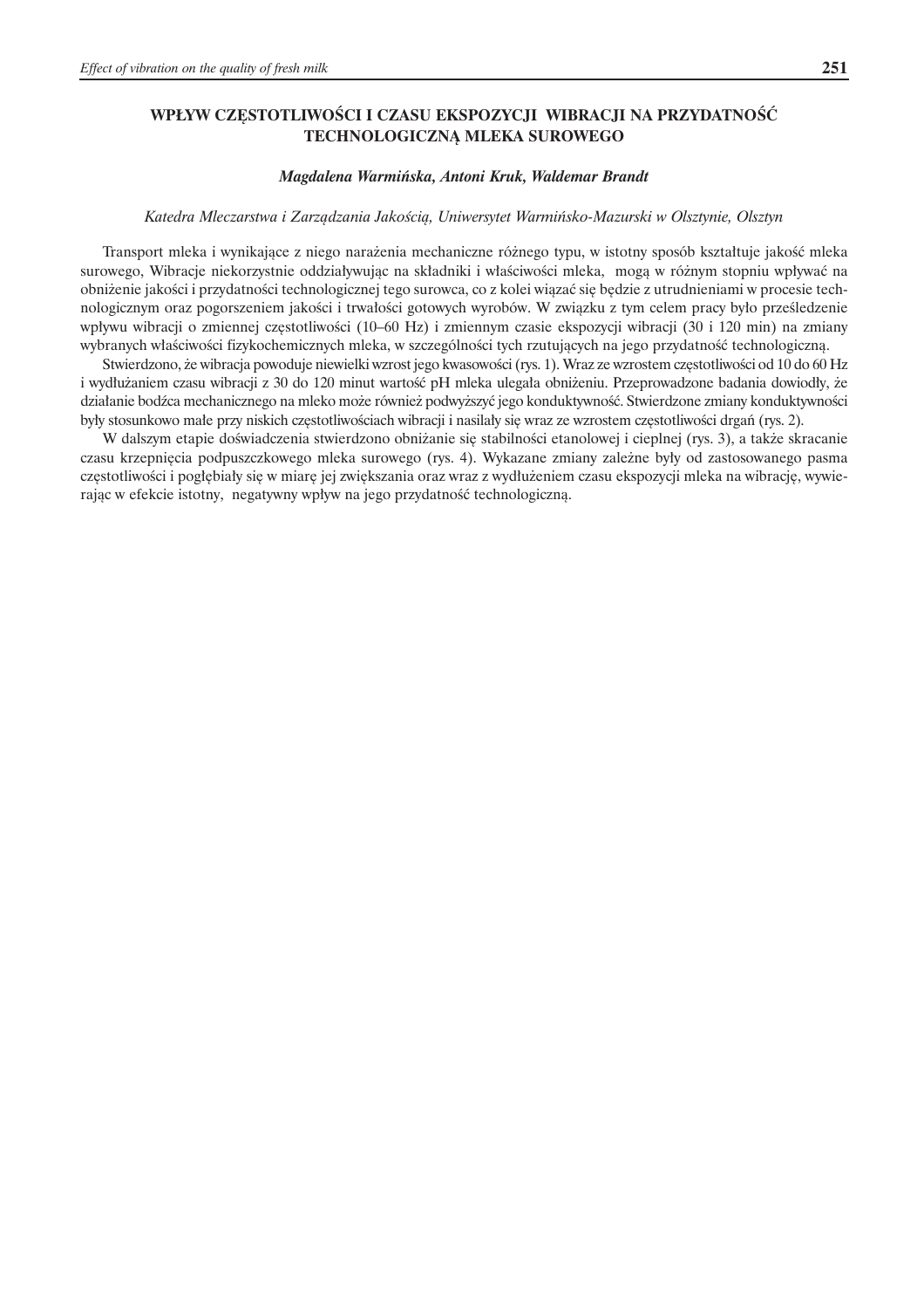## WPŁYW CZĘSTOTLIWOŚCI I CZASU EKSPOZYCJI WIBRACJI NA PRZYDATNOŚĆ TECHNOLOGICZNĄ MLEKA SUROWEGO

***Magdalena Warmińska, Antoni Kruk, Waldemar Brandt***

*Katedra Mleczarstwa i Zarządzania Jakością, Uniwersytet Warmińsko-Mazurski w Olsztynie, Olsztyn*

Transport mleka i wynikające z niego narażenia mechaniczne różnego typu, w istotny sposób kształtuje jakość mleka surowego, Wibracje niekorzystnie oddziaływując na składniki i właściwości mleka, mogą w różnym stopniu wpływać na obniżenie jakości i przydatności technologicznej tego surowca, co z kolei wiązać się będzie z utrudnieniami w procesie technologicznym oraz pogorszeniem jakości i trwałości gotowych wyrobów. W związku z tym celem pracy było prześledzenie wpływu wibracji o zmiennej częstotliwości (10–60 Hz) i zmiennym czasie ekspozycji wibracji (30 i 120 min) na zmiany wybranych właściwości fizykochemicznych mleka, w szczególności tych rzutujących na jego przydatność technologiczną.

Stwierdzono, że wibracja powoduje niewielki wzrost jego kwasowości (rys. 1). Wraz ze wzrostem częstotliwości od 10 do 60 Hz i wydłużaniem czasu wibracji z 30 do 120 minut wartość pH mleka ulegała obniżeniu. Przeprowadzone badania dowiodły, że działanie bodźca mechanicznego na mleko może również podwyższyć jego konduktywność. Stwierdzone zmiany konduktywności były stosunkowo małe przy niskich częstotliwościach wibracji i nasilały się wraz ze wzrostem częstotliwości drgań (rys. 2).

W dalszym etapie doświadczenia stwierdzono obniżanie się stabilności etanolowej i cieplnej (rys. 3), a także skracanie czasu krzepnięcia podpuszczkowego mleka surowego (rys. 4). Wykazane zmiany zależne były od zastosowanego pasma częstotliwości i pogłębiały się w miarę jej zwiększania oraz wraz z wydłużeniem czasu ekspozycji mleka na wibrację, wywierając w efekcie istotny, negatywny wpływ na jego przydatność technologiczną.